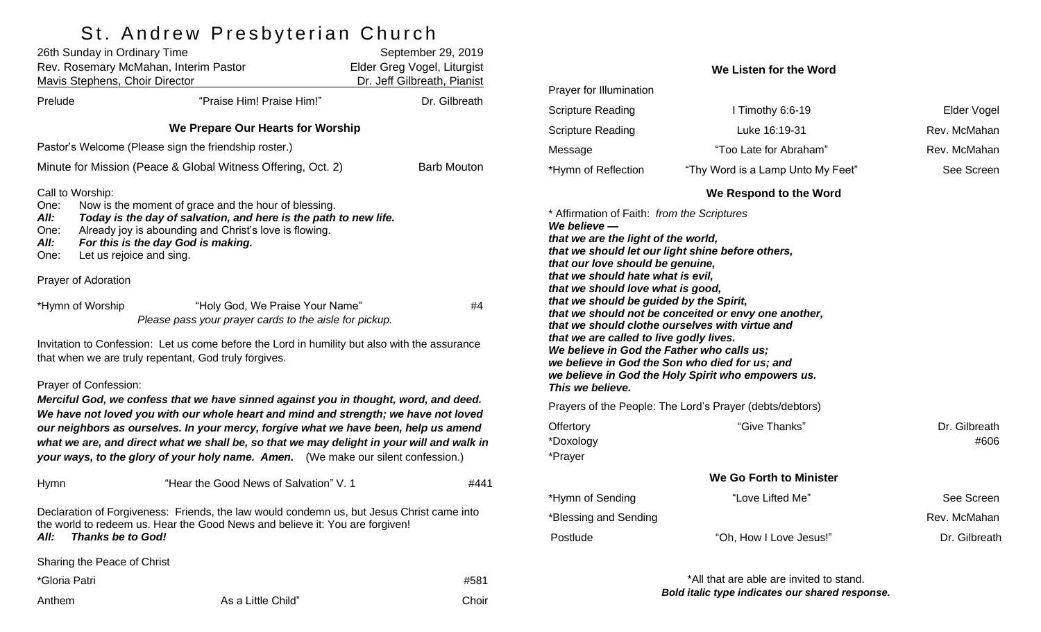# St. Andrew Presbyterian Church

| | |
|---|---|
| 26th Sunday in Ordinary Time | September 29, 2019 |
| Rev. Rosemary McMahan, Interim Pastor | Elder Greg Vogel, Liturgist |
| Mavis Stephens, Choir Director | Dr. Jeff Gilbreath, Pianist |

Prelude — "Praise Him! Praise Him!" — Dr. Gilbreath

### We Prepare Our Hearts for Worship

Pastor's Welcome (Please sign the friendship roster.)

Minute for Mission (Peace & Global Witness Offering, Oct. 2) — Barb Mouton

Call to Worship:

One: Now is the moment of grace and the hour of blessing.
***All: Today is the day of salvation, and here is the path to new life.***
One: Already joy is abounding and Christ's love is flowing.
***All: For this is the day God is making.***
One: Let us rejoice and sing.

Prayer of Adoration

*Hymn of Worship — "Holy God, We Praise Your Name" — #4
*Please pass your prayer cards to the aisle for pickup.*

Invitation to Confession: Let us come before the Lord in humility but also with the assurance that when we are truly repentant, God truly forgives.

Prayer of Confession:
***Merciful God, we confess that we have sinned against you in thought, word, and deed. We have not loved you with our whole heart and mind and strength; we have not loved our neighbors as ourselves. In your mercy, forgive what we have been, help us amend what we are, and direct what we shall be, so that we may delight in your will and walk in your ways, to the glory of your holy name. Amen.*** (We make our silent confession.)

Hymn — "Hear the Good News of Salvation" V. 1 — #441

Declaration of Forgiveness: Friends, the law would condemn us, but Jesus Christ came into the world to redeem us. Hear the Good News and believe it: You are forgiven!
***All: Thanks be to God!***

Sharing the Peace of Christ

*Gloria Patri — #581

Anthem — As a Little Child" — Choir

### We Listen for the Word

Prayer for Illumination

Scripture Reading — I Timothy 6:6-19 — Elder Vogel

Scripture Reading — Luke 16:19-31 — Rev. McMahan

Message — "Too Late for Abraham" — Rev. McMahan

*Hymn of Reflection — "Thy Word is a Lamp Unto My Feet" — See Screen

### We Respond to the Word

* Affirmation of Faith: *from the Scriptures*
***We believe —***
***that we are the light of the world,***
***that we should let our light shine before others,***
***that our love should be genuine,***
***that we should hate what is evil,***
***that we should love what is good,***
***that we should be guided by the Spirit,***
***that we should not be conceited or envy one another,***
***that we should clothe ourselves with virtue and***
***that we are called to live godly lives.***
***We believe in God the Father who calls us;***
***we believe in God the Son who died for us; and***
***we believe in God the Holy Spirit who empowers us.***
***This we believe.***

Prayers of the People: The Lord's Prayer (debts/debtors)

Offertory — "Give Thanks" — Dr. Gilbreath
*Doxology — #606
*Prayer

### We Go Forth to Minister

*Hymn of Sending — "Love Lifted Me" — See Screen

*Blessing and Sending — Rev. McMahan

Postlude — "Oh, How I Love Jesus!" — Dr. Gilbreath

*All that are able are invited to stand.
***Bold italic type indicates our shared response.***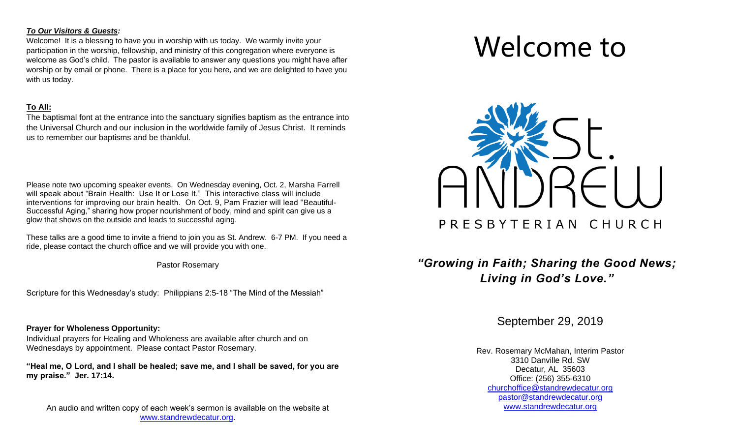***To Our Visitors & Guests:***

Welcome! It is a blessing to have you in worship with us today. We warmly invite your participation in the worship, fellowship, and ministry of this congregation where everyone is welcome as God's child. The pastor is available to answer any questions you might have after worship or by email or phone. There is a place for you here, and we are delighted to have you with us today.

**To All:**

The baptismal font at the entrance into the sanctuary signifies baptism as the entrance into the Universal Church and our inclusion in the worldwide family of Jesus Christ. It reminds us to remember our baptisms and be thankful.

Please note two upcoming speaker events. On Wednesday evening, Oct. 2, Marsha Farrell will speak about "Brain Health: Use It or Lose It." This interactive class will include interventions for improving our brain health. On Oct. 9, Pam Frazier will lead "Beautiful-Successful Aging," sharing how proper nourishment of body, mind and spirit can give us a glow that shows on the outside and leads to successful aging.

These talks are a good time to invite a friend to join you as St. Andrew. 6-7 PM. If you need a ride, please contact the church office and we will provide you with one.

Pastor Rosemary

Scripture for this Wednesday's study: Philippians 2:5-18 "The Mind of the Messiah"

**Prayer for Wholeness Opportunity:**

Individual prayers for Healing and Wholeness are available after church and on Wednesdays by appointment. Please contact Pastor Rosemary.

**"Heal me, O Lord, and I shall be healed; save me, and I shall be saved, for you are my praise." Jer. 17:14.**

An audio and written copy of each week's sermon is available on the website at www.standrewdecatur.org.

# Welcome to

# St. Andrew Presbyterian Church

***"Growing in Faith; Sharing the Good News; Living in God's Love."***

September 29, 2019

Rev. Rosemary McMahan, Interim Pastor
3310 Danville Rd. SW
Decatur, AL 35603
Office: (256) 355-6310
churchoffice@standrewdecatur.org
pastor@standrewdecatur.org
www.standrewdecatur.org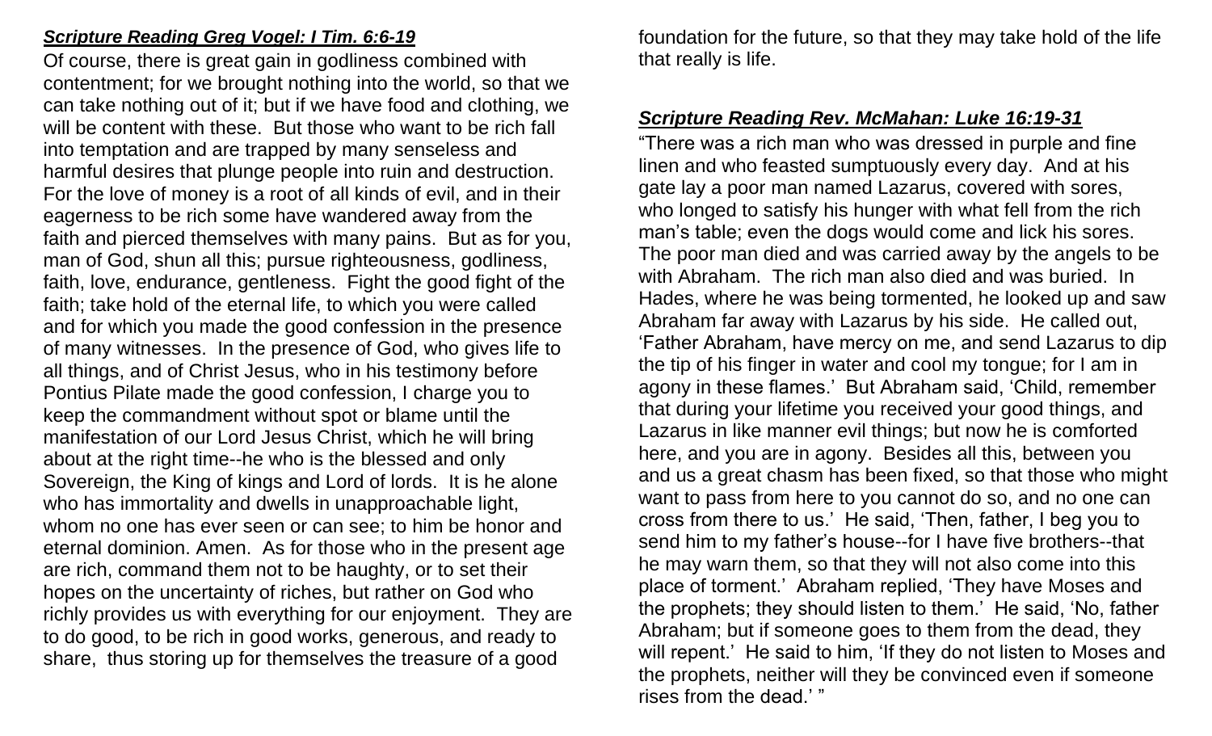***Scripture Reading Greg Vogel: I Tim. 6:6-19***

Of course, there is great gain in godliness combined with contentment; for we brought nothing into the world, so that we can take nothing out of it; but if we have food and clothing, we will be content with these. But those who want to be rich fall into temptation and are trapped by many senseless and harmful desires that plunge people into ruin and destruction. For the love of money is a root of all kinds of evil, and in their eagerness to be rich some have wandered away from the faith and pierced themselves with many pains. But as for you, man of God, shun all this; pursue righteousness, godliness, faith, love, endurance, gentleness. Fight the good fight of the faith; take hold of the eternal life, to which you were called and for which you made the good confession in the presence of many witnesses. In the presence of God, who gives life to all things, and of Christ Jesus, who in his testimony before Pontius Pilate made the good confession, I charge you to keep the commandment without spot or blame until the manifestation of our Lord Jesus Christ, which he will bring about at the right time--he who is the blessed and only Sovereign, the King of kings and Lord of lords. It is he alone who has immortality and dwells in unapproachable light, whom no one has ever seen or can see; to him be honor and eternal dominion. Amen. As for those who in the present age are rich, command them not to be haughty, or to set their hopes on the uncertainty of riches, but rather on God who richly provides us with everything for our enjoyment. They are to do good, to be rich in good works, generous, and ready to share, thus storing up for themselves the treasure of a good foundation for the future, so that they may take hold of the life that really is life.

***Scripture Reading Rev. McMahan: Luke 16:19-31***

"There was a rich man who was dressed in purple and fine linen and who feasted sumptuously every day. And at his gate lay a poor man named Lazarus, covered with sores, who longed to satisfy his hunger with what fell from the rich man's table; even the dogs would come and lick his sores. The poor man died and was carried away by the angels to be with Abraham. The rich man also died and was buried. In Hades, where he was being tormented, he looked up and saw Abraham far away with Lazarus by his side. He called out, 'Father Abraham, have mercy on me, and send Lazarus to dip the tip of his finger in water and cool my tongue; for I am in agony in these flames.' But Abraham said, 'Child, remember that during your lifetime you received your good things, and Lazarus in like manner evil things; but now he is comforted here, and you are in agony. Besides all this, between you and us a great chasm has been fixed, so that those who might want to pass from here to you cannot do so, and no one can cross from there to us.' He said, 'Then, father, I beg you to send him to my father's house--for I have five brothers--that he may warn them, so that they will not also come into this place of torment.' Abraham replied, 'They have Moses and the prophets; they should listen to them.' He said, 'No, father Abraham; but if someone goes to them from the dead, they will repent.' He said to him, 'If they do not listen to Moses and the prophets, neither will they be convinced even if someone rises from the dead.' "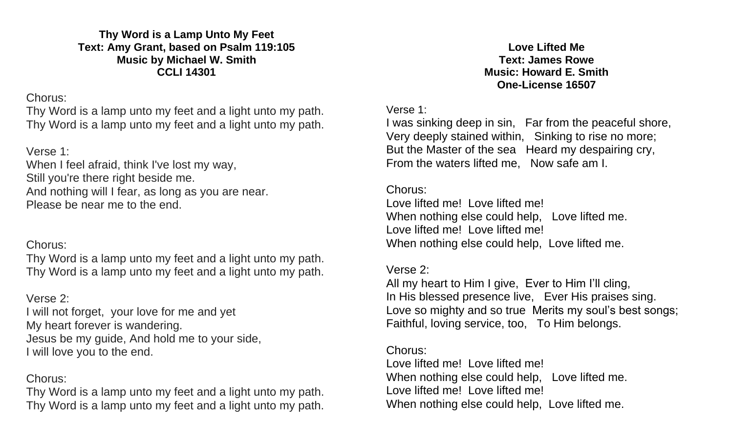**Thy Word is a Lamp Unto My Feet**
**Text: Amy Grant, based on Psalm 119:105**
**Music by Michael W. Smith**
**CCLI 14301**

Chorus:
Thy Word is a lamp unto my feet and a light unto my path.
Thy Word is a lamp unto my feet and a light unto my path.

Verse 1:
When I feel afraid, think I've lost my way,
Still you're there right beside me.
And nothing will I fear, as long as you are near.
Please be near me to the end.

Chorus:
Thy Word is a lamp unto my feet and a light unto my path.
Thy Word is a lamp unto my feet and a light unto my path.

Verse 2:
I will not forget, your love for me and yet
My heart forever is wandering.
Jesus be my guide, And hold me to your side,
I will love you to the end.

Chorus:
Thy Word is a lamp unto my feet and a light unto my path.
Thy Word is a lamp unto my feet and a light unto my path.

**Love Lifted Me**
**Text: James Rowe**
**Music: Howard E. Smith**
**One-License 16507**

Verse 1:
I was sinking deep in sin, Far from the peaceful shore,
Very deeply stained within, Sinking to rise no more;
But the Master of the sea Heard my despairing cry,
From the waters lifted me, Now safe am I.

Chorus:
Love lifted me! Love lifted me!
When nothing else could help, Love lifted me.
Love lifted me! Love lifted me!
When nothing else could help, Love lifted me.

Verse 2:
All my heart to Him I give, Ever to Him I'll cling,
In His blessed presence live, Ever His praises sing.
Love so mighty and so true Merits my soul's best songs;
Faithful, loving service, too, To Him belongs.

Chorus:
Love lifted me! Love lifted me!
When nothing else could help, Love lifted me.
Love lifted me! Love lifted me!
When nothing else could help, Love lifted me.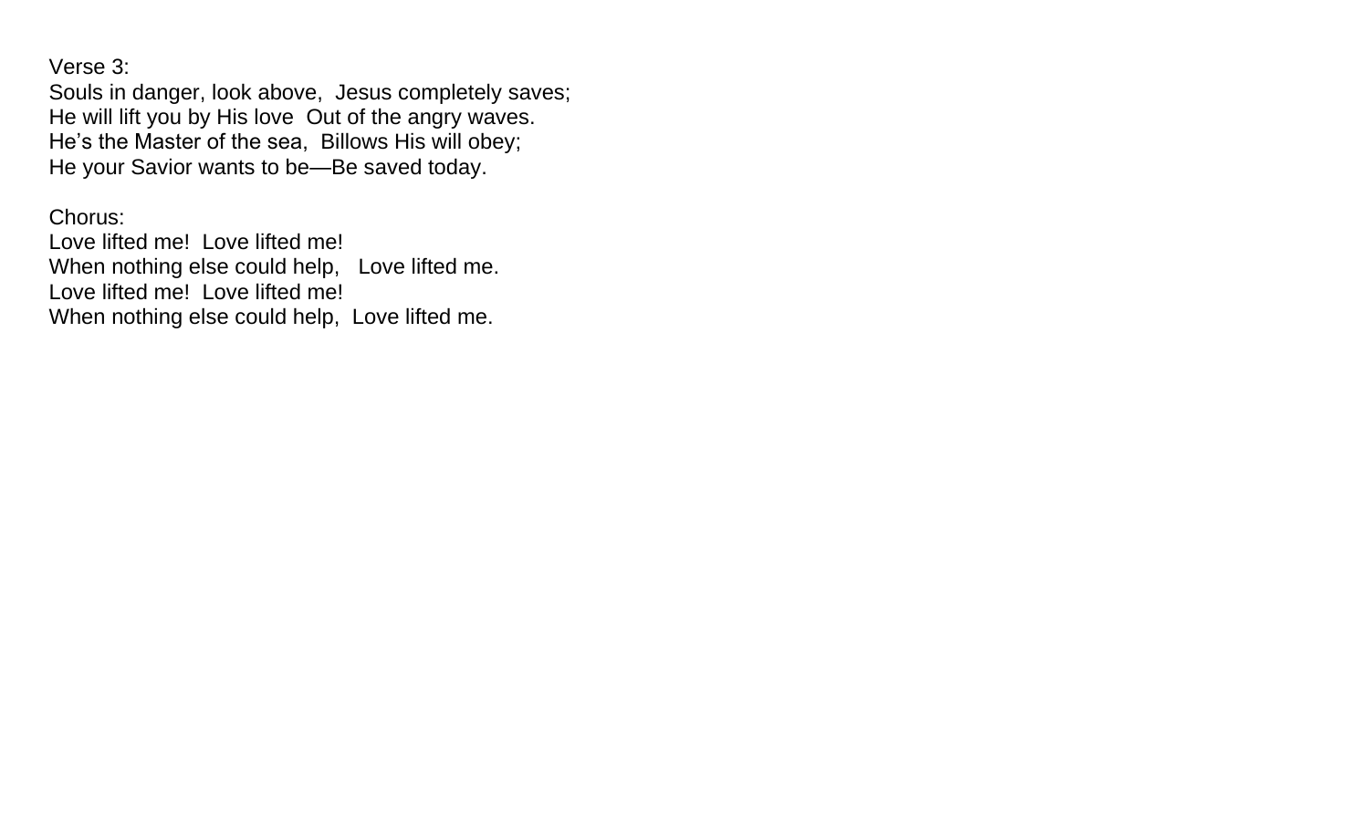Verse 3:
Souls in danger, look above,  Jesus completely saves;
He will lift you by His love  Out of the angry waves.
He's the Master of the sea,  Billows His will obey;
He your Savior wants to be—Be saved today.

Chorus:
Love lifted me!  Love lifted me!
When nothing else could help,   Love lifted me.
Love lifted me!  Love lifted me!
When nothing else could help,  Love lifted me.